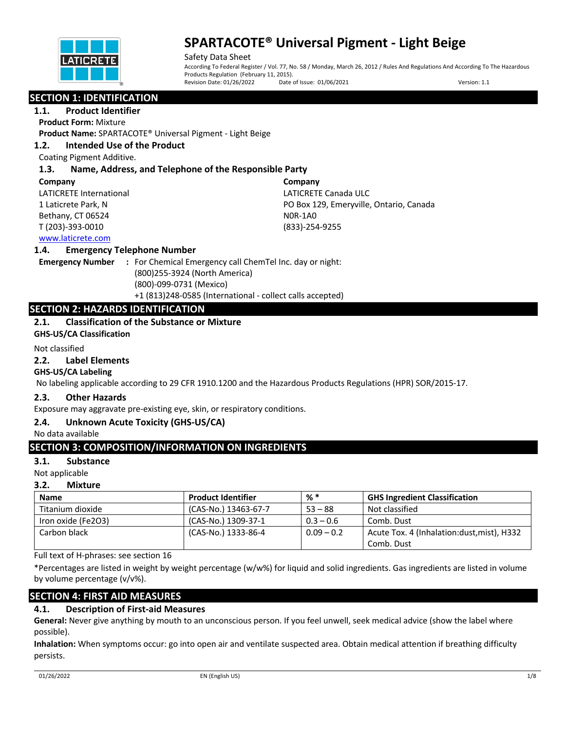# SPARTACOTE® Universal Pigment - Light Beige

Safety Data Sheet

According To Federal Register / Vol. 77, No. 58 / Monday, March 26, 2012 / Rules And Regulations And According To The Hazardous Products Regulation (February 11, 2015).

Revision Date: 01/26/2022 Date of Issue: 01/06/2021 Version: 1.1

## SECTION 1: IDENTIFICATION

### 1.1. Product Identifier

**Product Form:** Mixture

**Product Name:** SPARTACOTE® Universal Pigment - Light Beige

### 1.2. Intended Use of the Product

Coating Pigment Additive.

### 1.3. Name, Address, and Telephone of the Responsible Party

**Company**
LATICRETE International
1 Laticrete Park, N
Bethany, CT 06524
T (203)-393-0010
www.laticrete.com

**Company**
LATICRETE Canada ULC
PO Box 129, Emeryville, Ontario, Canada
N0R-1A0
(833)-254-9255

### 1.4. Emergency Telephone Number

**Emergency Number** : For Chemical Emergency call ChemTel Inc. day or night:
(800)255-3924 (North America)
(800)-099-0731 (Mexico)
+1 (813)248-0585 (International - collect calls accepted)

## SECTION 2: HAZARDS IDENTIFICATION

### 2.1. Classification of the Substance or Mixture

**GHS-US/CA Classification**

Not classified

### 2.2. Label Elements

**GHS-US/CA Labeling**

No labeling applicable according to 29 CFR 1910.1200 and the Hazardous Products Regulations (HPR) SOR/2015-17.

### 2.3. Other Hazards

Exposure may aggravate pre-existing eye, skin, or respiratory conditions.

### 2.4. Unknown Acute Toxicity (GHS-US/CA)

No data available

## SECTION 3: COMPOSITION/INFORMATION ON INGREDIENTS

### 3.1. Substance

Not applicable

### 3.2. Mixture

| Name | Product Identifier | % * | GHS Ingredient Classification |
|---|---|---|---|
| Titanium dioxide | (CAS-No.) 13463-67-7 | 53 – 88 | Not classified |
| Iron oxide ($Fe_2O_3$) | (CAS-No.) 1309-37-1 | 0.3 – 0.6 | Comb. Dust |
| Carbon black | (CAS-No.) 1333-86-4 | 0.09 – 0.2 | Acute Tox. 4 (Inhalation:dust,mist), H332<br>Comb. Dust |

Full text of H-phrases: see section 16

*Percentages are listed in weight by weight percentage (w/w%) for liquid and solid ingredients. Gas ingredients are listed in volume by volume percentage (v/v%).

## SECTION 4: FIRST AID MEASURES

### 4.1. Description of First-aid Measures

**General:** Never give anything by mouth to an unconscious person. If you feel unwell, seek medical advice (show the label where possible).

**Inhalation:** When symptoms occur: go into open air and ventilate suspected area. Obtain medical attention if breathing difficulty persists.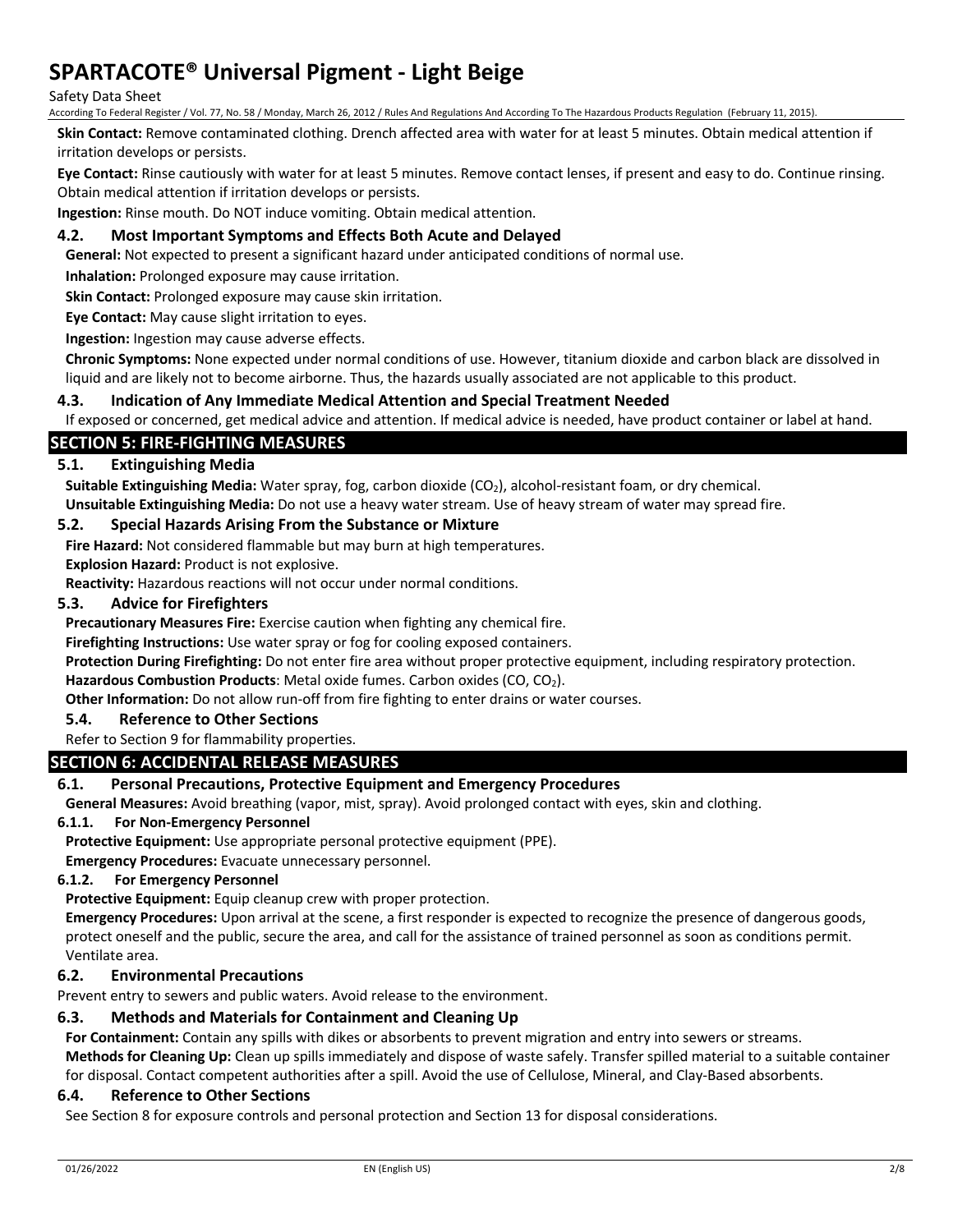**Skin Contact:** Remove contaminated clothing. Drench affected area with water for at least 5 minutes. Obtain medical attention if irritation develops or persists.

**Eye Contact:** Rinse cautiously with water for at least 5 minutes. Remove contact lenses, if present and easy to do. Continue rinsing. Obtain medical attention if irritation develops or persists.

**Ingestion:** Rinse mouth. Do NOT induce vomiting. Obtain medical attention.

### 4.2. Most Important Symptoms and Effects Both Acute and Delayed

**General:** Not expected to present a significant hazard under anticipated conditions of normal use.

**Inhalation:** Prolonged exposure may cause irritation.

**Skin Contact:** Prolonged exposure may cause skin irritation.

**Eye Contact:** May cause slight irritation to eyes.

**Ingestion:** Ingestion may cause adverse effects.

**Chronic Symptoms:** None expected under normal conditions of use. However, titanium dioxide and carbon black are dissolved in liquid and are likely not to become airborne. Thus, the hazards usually associated are not applicable to this product.

### 4.3. Indication of Any Immediate Medical Attention and Special Treatment Needed

If exposed or concerned, get medical advice and attention. If medical advice is needed, have product container or label at hand.

## SECTION 5: FIRE-FIGHTING MEASURES

### 5.1. Extinguishing Media

**Suitable Extinguishing Media:** Water spray, fog, carbon dioxide ($CO_2$), alcohol-resistant foam, or dry chemical.

**Unsuitable Extinguishing Media:** Do not use a heavy water stream. Use of heavy stream of water may spread fire.

### 5.2. Special Hazards Arising From the Substance or Mixture

**Fire Hazard:** Not considered flammable but may burn at high temperatures.

**Explosion Hazard:** Product is not explosive.

**Reactivity:** Hazardous reactions will not occur under normal conditions.

### 5.3. Advice for Firefighters

**Precautionary Measures Fire:** Exercise caution when fighting any chemical fire.

**Firefighting Instructions:** Use water spray or fog for cooling exposed containers.

**Protection During Firefighting:** Do not enter fire area without proper protective equipment, including respiratory protection.

**Hazardous Combustion Products**: Metal oxide fumes. Carbon oxides (CO, $CO_2$).

**Other Information:** Do not allow run-off from fire fighting to enter drains or water courses.

### 5.4. Reference to Other Sections

Refer to Section 9 for flammability properties.

## SECTION 6: ACCIDENTAL RELEASE MEASURES

### 6.1. Personal Precautions, Protective Equipment and Emergency Procedures

**General Measures:** Avoid breathing (vapor, mist, spray). Avoid prolonged contact with eyes, skin and clothing.

#### 6.1.1. For Non-Emergency Personnel

**Protective Equipment:** Use appropriate personal protective equipment (PPE).

**Emergency Procedures:** Evacuate unnecessary personnel.

#### 6.1.2. For Emergency Personnel

**Protective Equipment:** Equip cleanup crew with proper protection.

**Emergency Procedures:** Upon arrival at the scene, a first responder is expected to recognize the presence of dangerous goods, protect oneself and the public, secure the area, and call for the assistance of trained personnel as soon as conditions permit. Ventilate area.

### 6.2. Environmental Precautions

Prevent entry to sewers and public waters. Avoid release to the environment.

### 6.3. Methods and Materials for Containment and Cleaning Up

**For Containment:** Contain any spills with dikes or absorbents to prevent migration and entry into sewers or streams.

**Methods for Cleaning Up:** Clean up spills immediately and dispose of waste safely. Transfer spilled material to a suitable container for disposal. Contact competent authorities after a spill. Avoid the use of Cellulose, Mineral, and Clay-Based absorbents.

### 6.4. Reference to Other Sections

See Section 8 for exposure controls and personal protection and Section 13 for disposal considerations.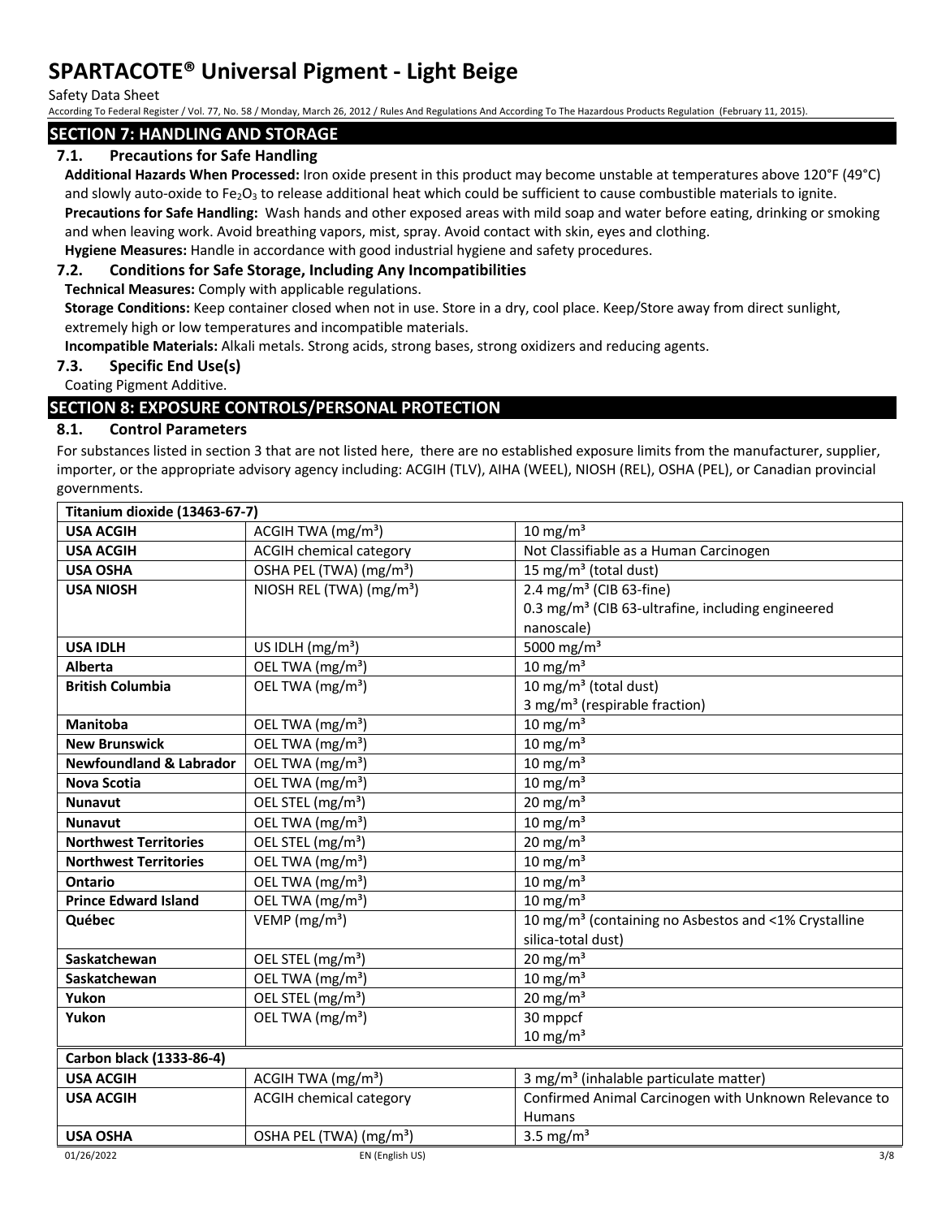## SECTION 7: HANDLING AND STORAGE

### 7.1. Precautions for Safe Handling

**Additional Hazards When Processed:** Iron oxide present in this product may become unstable at temperatures above 120°F (49°C) and slowly auto-oxide to $Fe_2O_3$ to release additional heat which could be sufficient to cause combustible materials to ignite.

**Precautions for Safe Handling:** Wash hands and other exposed areas with mild soap and water before eating, drinking or smoking and when leaving work. Avoid breathing vapors, mist, spray. Avoid contact with skin, eyes and clothing.

**Hygiene Measures:** Handle in accordance with good industrial hygiene and safety procedures.

### 7.2. Conditions for Safe Storage, Including Any Incompatibilities

**Technical Measures:** Comply with applicable regulations.

**Storage Conditions:** Keep container closed when not in use. Store in a dry, cool place. Keep/Store away from direct sunlight, extremely high or low temperatures and incompatible materials.

**Incompatible Materials:** Alkali metals. Strong acids, strong bases, strong oxidizers and reducing agents.

### 7.3. Specific End Use(s)

Coating Pigment Additive.

## SECTION 8: EXPOSURE CONTROLS/PERSONAL PROTECTION

### 8.1. Control Parameters

For substances listed in section 3 that are not listed here, there are no established exposure limits from the manufacturer, supplier, importer, or the appropriate advisory agency including: ACGIH (TLV), AIHA (WEEL), NIOSH (REL), OSHA (PEL), or Canadian provincial governments.

| **Titanium dioxide (13463-67-7)** | | |
|---|---|---|
| **USA ACGIH** | ACGIH TWA (mg/m³) | 10 mg/m³ |
| **USA ACGIH** | ACGIH chemical category | Not Classifiable as a Human Carcinogen |
| **USA OSHA** | OSHA PEL (TWA) (mg/m³) | 15 mg/m³ (total dust) |
| **USA NIOSH** | NIOSH REL (TWA) (mg/m³) | 2.4 mg/m³ (CIB 63-fine)<br>0.3 mg/m³ (CIB 63-ultrafine, including engineered nanoscale) |
| **USA IDLH** | US IDLH (mg/m³) | 5000 mg/m³ |
| **Alberta** | OEL TWA (mg/m³) | 10 mg/m³ |
| **British Columbia** | OEL TWA (mg/m³) | 10 mg/m³ (total dust)<br>3 mg/m³ (respirable fraction) |
| **Manitoba** | OEL TWA (mg/m³) | 10 mg/m³ |
| **New Brunswick** | OEL TWA (mg/m³) | 10 mg/m³ |
| **Newfoundland & Labrador** | OEL TWA (mg/m³) | 10 mg/m³ |
| **Nova Scotia** | OEL TWA (mg/m³) | 10 mg/m³ |
| **Nunavut** | OEL STEL (mg/m³) | 20 mg/m³ |
| **Nunavut** | OEL TWA (mg/m³) | 10 mg/m³ |
| **Northwest Territories** | OEL STEL (mg/m³) | 20 mg/m³ |
| **Northwest Territories** | OEL TWA (mg/m³) | 10 mg/m³ |
| **Ontario** | OEL TWA (mg/m³) | 10 mg/m³ |
| **Prince Edward Island** | OEL TWA (mg/m³) | 10 mg/m³ |
| **Québec** | VEMP (mg/m³) | 10 mg/m³ (containing no Asbestos and <1% Crystalline silica-total dust) |
| **Saskatchewan** | OEL STEL (mg/m³) | 20 mg/m³ |
| **Saskatchewan** | OEL TWA (mg/m³) | 10 mg/m³ |
| **Yukon** | OEL STEL (mg/m³) | 20 mg/m³ |
| **Yukon** | OEL TWA (mg/m³) | 30 mppcf<br>10 mg/m³ |

| **Carbon black (1333-86-4)** | | |
|---|---|---|
| **USA ACGIH** | ACGIH TWA (mg/m³) | 3 mg/m³ (inhalable particulate matter) |
| **USA ACGIH** | ACGIH chemical category | Confirmed Animal Carcinogen with Unknown Relevance to Humans |
| **USA OSHA** | OSHA PEL (TWA) (mg/m³) | 3.5 mg/m³ |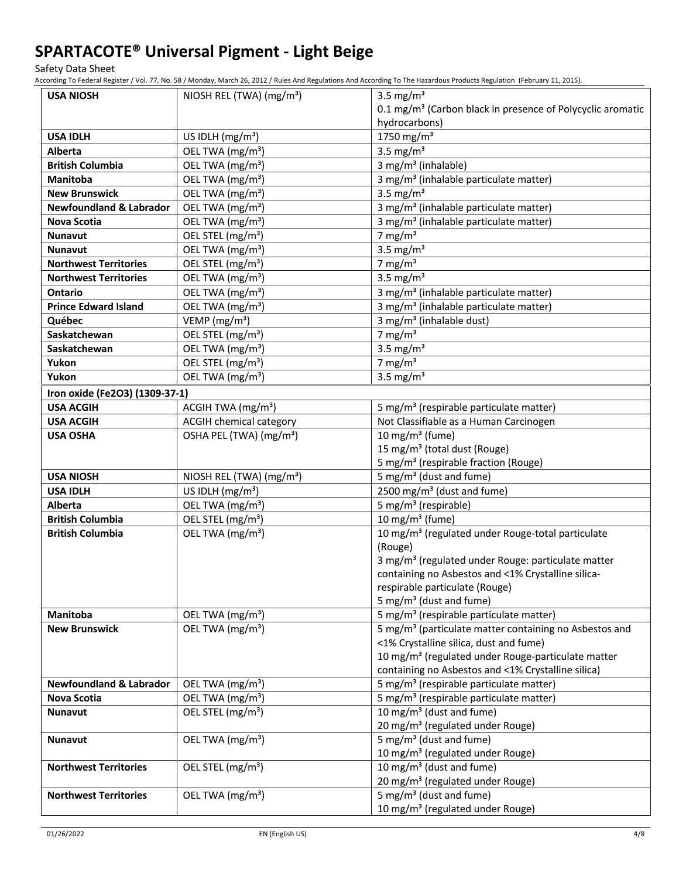# SPARTACOTE® Universal Pigment - Light Beige

Safety Data Sheet

According To Federal Register / Vol. 77, No. 58 / Monday, March 26, 2012 / Rules And Regulations And According To The Hazardous Products Regulation (February 11, 2015).

| | | |
|---|---|---|
| **USA NIOSH** | NIOSH REL (TWA) (mg/m³) | 3.5 mg/m³<br>0.1 mg/m³ (Carbon black in presence of Polycyclic aromatic hydrocarbons) |
| **USA IDLH** | US IDLH (mg/m³) | 1750 mg/m³ |
| **Alberta** | OEL TWA (mg/m³) | 3.5 mg/m³ |
| **British Columbia** | OEL TWA (mg/m³) | 3 mg/m³ (inhalable) |
| **Manitoba** | OEL TWA (mg/m³) | 3 mg/m³ (inhalable particulate matter) |
| **New Brunswick** | OEL TWA (mg/m³) | 3.5 mg/m³ |
| **Newfoundland & Labrador** | OEL TWA (mg/m³) | 3 mg/m³ (inhalable particulate matter) |
| **Nova Scotia** | OEL TWA (mg/m³) | 3 mg/m³ (inhalable particulate matter) |
| **Nunavut** | OEL STEL (mg/m³) | 7 mg/m³ |
| **Nunavut** | OEL TWA (mg/m³) | 3.5 mg/m³ |
| **Northwest Territories** | OEL STEL (mg/m³) | 7 mg/m³ |
| **Northwest Territories** | OEL TWA (mg/m³) | 3.5 mg/m³ |
| **Ontario** | OEL TWA (mg/m³) | 3 mg/m³ (inhalable particulate matter) |
| **Prince Edward Island** | OEL TWA (mg/m³) | 3 mg/m³ (inhalable particulate matter) |
| **Québec** | VEMP (mg/m³) | 3 mg/m³ (inhalable dust) |
| **Saskatchewan** | OEL STEL (mg/m³) | 7 mg/m³ |
| **Saskatchewan** | OEL TWA (mg/m³) | 3.5 mg/m³ |
| **Yukon** | OEL STEL (mg/m³) | 7 mg/m³ |
| **Yukon** | OEL TWA (mg/m³) | 3.5 mg/m³ |
| **Iron oxide (Fe2O3) (1309-37-1)** | | |
| **USA ACGIH** | ACGIH TWA (mg/m³) | 5 mg/m³ (respirable particulate matter) |
| **USA ACGIH** | ACGIH chemical category | Not Classifiable as a Human Carcinogen |
| **USA OSHA** | OSHA PEL (TWA) (mg/m³) | 10 mg/m³ (fume)<br>15 mg/m³ (total dust (Rouge)<br>5 mg/m³ (respirable fraction (Rouge) |
| **USA NIOSH** | NIOSH REL (TWA) (mg/m³) | 5 mg/m³ (dust and fume) |
| **USA IDLH** | US IDLH (mg/m³) | 2500 mg/m³ (dust and fume) |
| **Alberta** | OEL TWA (mg/m³) | 5 mg/m³ (respirable) |
| **British Columbia** | OEL STEL (mg/m³) | 10 mg/m³ (fume) |
| **British Columbia** | OEL TWA (mg/m³) | 10 mg/m³ (regulated under Rouge-total particulate (Rouge)<br>3 mg/m³ (regulated under Rouge: particulate matter containing no Asbestos and <1% Crystalline silica-respirable particulate (Rouge)<br>5 mg/m³ (dust and fume) |
| **Manitoba** | OEL TWA (mg/m³) | 5 mg/m³ (respirable particulate matter) |
| **New Brunswick** | OEL TWA (mg/m³) | 5 mg/m³ (particulate matter containing no Asbestos and <1% Crystalline silica, dust and fume)<br>10 mg/m³ (regulated under Rouge-particulate matter containing no Asbestos and <1% Crystalline silica) |
| **Newfoundland & Labrador** | OEL TWA (mg/m³) | 5 mg/m³ (respirable particulate matter) |
| **Nova Scotia** | OEL TWA (mg/m³) | 5 mg/m³ (respirable particulate matter) |
| **Nunavut** | OEL STEL (mg/m³) | 10 mg/m³ (dust and fume)<br>20 mg/m³ (regulated under Rouge) |
| **Nunavut** | OEL TWA (mg/m³) | 5 mg/m³ (dust and fume)<br>10 mg/m³ (regulated under Rouge) |
| **Northwest Territories** | OEL STEL (mg/m³) | 10 mg/m³ (dust and fume)<br>20 mg/m³ (regulated under Rouge) |
| **Northwest Territories** | OEL TWA (mg/m³) | 5 mg/m³ (dust and fume)<br>10 mg/m³ (regulated under Rouge) |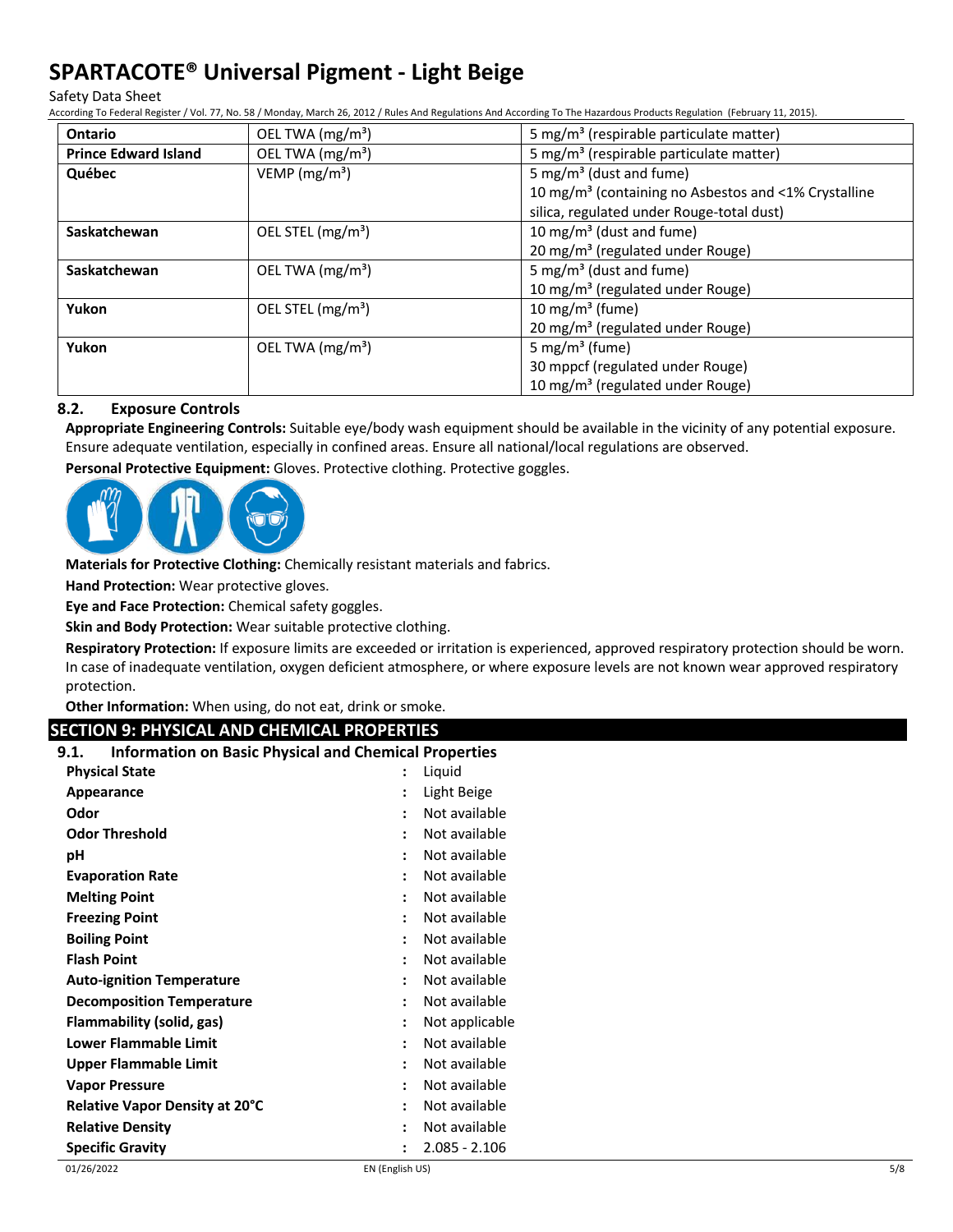| Ontario | OEL TWA (mg/m³) | 5 mg/m³ (respirable particulate matter) |
|---|---|---|
| Prince Edward Island | OEL TWA (mg/m³) | 5 mg/m³ (respirable particulate matter) |
| Québec | VEMP (mg/m³) | 5 mg/m³ (dust and fume)<br>10 mg/m³ (containing no Asbestos and <1% Crystalline silica, regulated under Rouge-total dust) |
| Saskatchewan | OEL STEL (mg/m³) | 10 mg/m³ (dust and fume)<br>20 mg/m³ (regulated under Rouge) |
| Saskatchewan | OEL TWA (mg/m³) | 5 mg/m³ (dust and fume)<br>10 mg/m³ (regulated under Rouge) |
| Yukon | OEL STEL (mg/m³) | 10 mg/m³ (fume)<br>20 mg/m³ (regulated under Rouge) |
| Yukon | OEL TWA (mg/m³) | 5 mg/m³ (fume)<br>30 mppcf (regulated under Rouge)<br>10 mg/m³ (regulated under Rouge) |

### 8.2. Exposure Controls

**Appropriate Engineering Controls:** Suitable eye/body wash equipment should be available in the vicinity of any potential exposure. Ensure adequate ventilation, especially in confined areas. Ensure all national/local regulations are observed.

**Personal Protective Equipment:** Gloves. Protective clothing. Protective goggles.

**Materials for Protective Clothing:** Chemically resistant materials and fabrics.

**Hand Protection:** Wear protective gloves.

**Eye and Face Protection:** Chemical safety goggles.

**Skin and Body Protection:** Wear suitable protective clothing.

**Respiratory Protection:** If exposure limits are exceeded or irritation is experienced, approved respiratory protection should be worn. In case of inadequate ventilation, oxygen deficient atmosphere, or where exposure levels are not known wear approved respiratory protection.

**Other Information:** When using, do not eat, drink or smoke.

## SECTION 9: PHYSICAL AND CHEMICAL PROPERTIES

### 9.1. Information on Basic Physical and Chemical Properties

| | | |
|---|---|---|
| **Physical State** | : | Liquid |
| **Appearance** | : | Light Beige |
| **Odor** | : | Not available |
| **Odor Threshold** | : | Not available |
| **pH** | : | Not available |
| **Evaporation Rate** | : | Not available |
| **Melting Point** | : | Not available |
| **Freezing Point** | : | Not available |
| **Boiling Point** | : | Not available |
| **Flash Point** | : | Not available |
| **Auto-ignition Temperature** | : | Not available |
| **Decomposition Temperature** | : | Not available |
| **Flammability (solid, gas)** | : | Not applicable |
| **Lower Flammable Limit** | : | Not available |
| **Upper Flammable Limit** | : | Not available |
| **Vapor Pressure** | : | Not available |
| **Relative Vapor Density at 20°C** | : | Not available |
| **Relative Density** | : | Not available |
| **Specific Gravity** | : | 2.085 - 2.106 |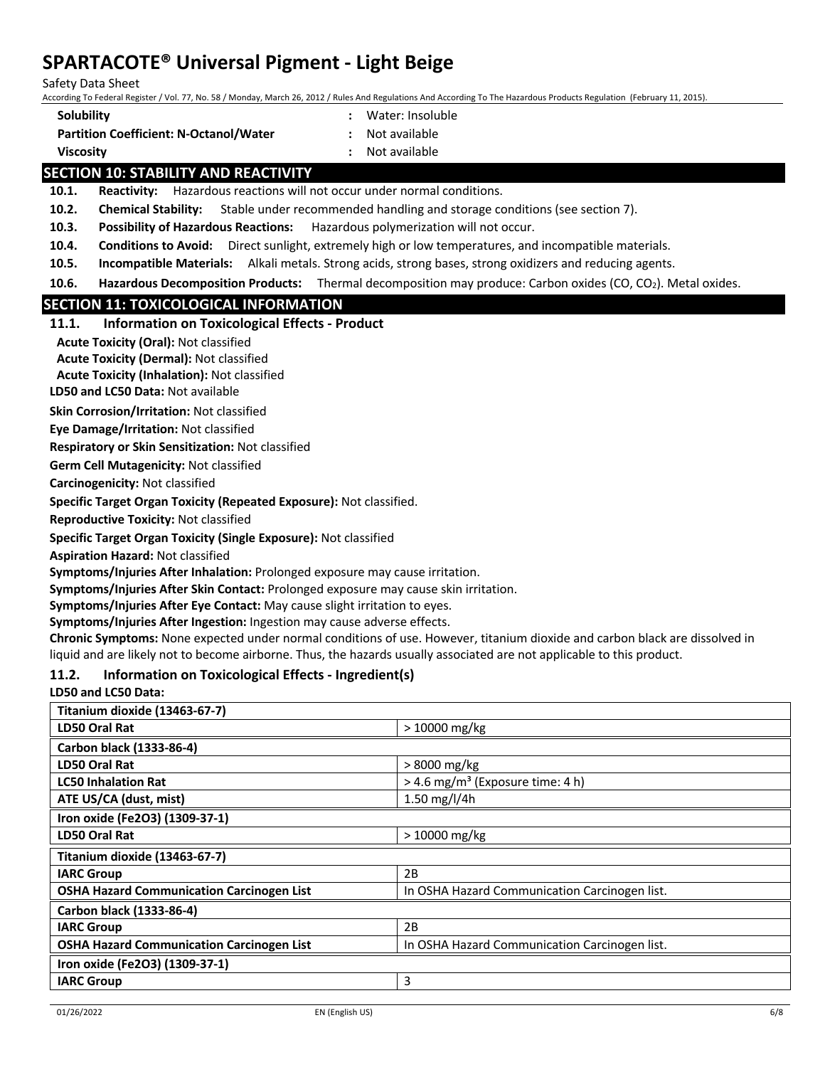| | | |
|---|---|---|
| **Solubility** | : | Water: Insoluble |
| **Partition Coefficient: N-Octanol/Water** | : | Not available |
| **Viscosity** | : | Not available |

## SECTION 10: STABILITY AND REACTIVITY

**10.1. Reactivity:** Hazardous reactions will not occur under normal conditions.

**10.2. Chemical Stability:** Stable under recommended handling and storage conditions (see section 7).

**10.3. Possibility of Hazardous Reactions:** Hazardous polymerization will not occur.

**10.4. Conditions to Avoid:** Direct sunlight, extremely high or low temperatures, and incompatible materials.

**10.5. Incompatible Materials:** Alkali metals. Strong acids, strong bases, strong oxidizers and reducing agents.

**10.6. Hazardous Decomposition Products:** Thermal decomposition may produce: Carbon oxides (CO, $CO_2$). Metal oxides.

## SECTION 11: TOXICOLOGICAL INFORMATION

### 11.1. Information on Toxicological Effects - Product

**Acute Toxicity (Oral):** Not classified

**Acute Toxicity (Dermal):** Not classified

**Acute Toxicity (Inhalation):** Not classified

**LD50 and LC50 Data:** Not available

**Skin Corrosion/Irritation:** Not classified

**Eye Damage/Irritation:** Not classified

**Respiratory or Skin Sensitization:** Not classified

**Germ Cell Mutagenicity:** Not classified

**Carcinogenicity:** Not classified

**Specific Target Organ Toxicity (Repeated Exposure):** Not classified.

**Reproductive Toxicity:** Not classified

**Specific Target Organ Toxicity (Single Exposure):** Not classified

**Aspiration Hazard:** Not classified

**Symptoms/Injuries After Inhalation:** Prolonged exposure may cause irritation.

**Symptoms/Injuries After Skin Contact:** Prolonged exposure may cause skin irritation.

**Symptoms/Injuries After Eye Contact:** May cause slight irritation to eyes.

**Symptoms/Injuries After Ingestion:** Ingestion may cause adverse effects.

**Chronic Symptoms:** None expected under normal conditions of use. However, titanium dioxide and carbon black are dissolved in liquid and are likely not to become airborne. Thus, the hazards usually associated are not applicable to this product.

### 11.2. Information on Toxicological Effects - Ingredient(s)

**LD50 and LC50 Data:**

| **Titanium dioxide (13463-67-7)** | |
|---|---|
| **LD50 Oral Rat** | > 10000 mg/kg |
| **Carbon black (1333-86-4)** | |
| **LD50 Oral Rat** | > 8000 mg/kg |
| **LC50 Inhalation Rat** | > 4.6 mg/m³ (Exposure time: 4 h) |
| **ATE US/CA (dust, mist)** | 1.50 mg/l/4h |
| **Iron oxide (Fe2O3) (1309-37-1)** | |
| **LD50 Oral Rat** | > 10000 mg/kg |

| **Titanium dioxide (13463-67-7)** | |
|---|---|
| **IARC Group** | 2B |
| **OSHA Hazard Communication Carcinogen List** | In OSHA Hazard Communication Carcinogen list. |
| **Carbon black (1333-86-4)** | |
| **IARC Group** | 2B |
| **OSHA Hazard Communication Carcinogen List** | In OSHA Hazard Communication Carcinogen list. |
| **Iron oxide (Fe2O3) (1309-37-1)** | |
| **IARC Group** | 3 |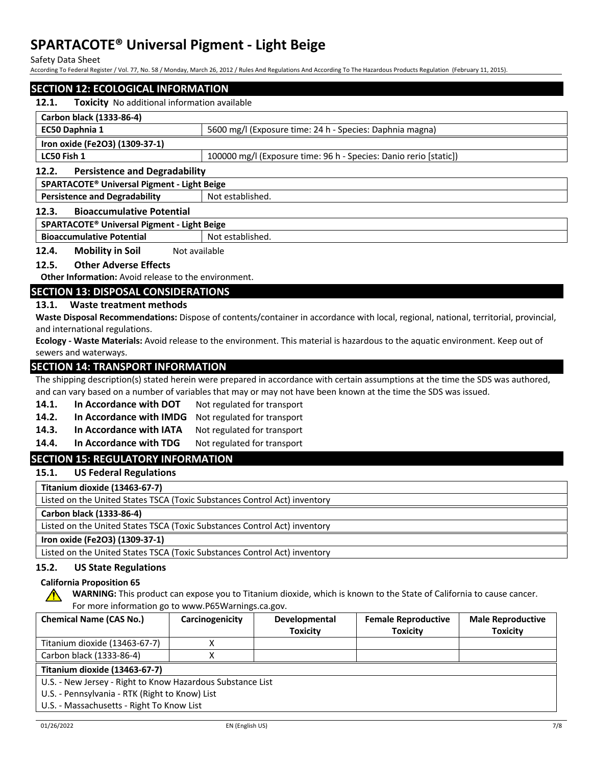## SECTION 12: ECOLOGICAL INFORMATION

**12.1. Toxicity** No additional information available

| Carbon black (1333-86-4) | |
|---|---|
| **EC50 Daphnia 1** | 5600 mg/l (Exposure time: 24 h - Species: Daphnia magna) |
| **Iron oxide ($Fe_2O_3$) (1309-37-1)** | |
| **LC50 Fish 1** | 100000 mg/l (Exposure time: 96 h - Species: Danio rerio [static]) |

**12.2. Persistence and Degradability**

| SPARTACOTE® Universal Pigment - Light Beige | |
|---|---|
| **Persistence and Degradability** | Not established. |

**12.3. Bioaccumulative Potential**

| SPARTACOTE® Universal Pigment - Light Beige | |
|---|---|
| **Bioaccumulative Potential** | Not established. |

**12.4. Mobility in Soil** Not available

**12.5. Other Adverse Effects**

**Other Information:** Avoid release to the environment.

## SECTION 13: DISPOSAL CONSIDERATIONS

**13.1. Waste treatment methods**

**Waste Disposal Recommendations:** Dispose of contents/container in accordance with local, regional, national, territorial, provincial, and international regulations.

**Ecology - Waste Materials:** Avoid release to the environment. This material is hazardous to the aquatic environment. Keep out of sewers and waterways.

## SECTION 14: TRANSPORT INFORMATION

The shipping description(s) stated herein were prepared in accordance with certain assumptions at the time the SDS was authored, and can vary based on a number of variables that may or may not have been known at the time the SDS was issued.

**14.1. In Accordance with DOT** Not regulated for transport

**14.2. In Accordance with IMDG** Not regulated for transport

**14.3. In Accordance with IATA** Not regulated for transport

**14.4. In Accordance with TDG** Not regulated for transport

## SECTION 15: REGULATORY INFORMATION

**15.1. US Federal Regulations**

| Titanium dioxide (13463-67-7) |
|---|
| Listed on the United States TSCA (Toxic Substances Control Act) inventory |
| **Carbon black (1333-86-4)** |
| Listed on the United States TSCA (Toxic Substances Control Act) inventory |
| **Iron oxide ($Fe_2O_3$) (1309-37-1)** |
| Listed on the United States TSCA (Toxic Substances Control Act) inventory |

**15.2. US State Regulations**

**California Proposition 65**

**WARNING:** This product can expose you to Titanium dioxide, which is known to the State of California to cause cancer. For more information go to www.P65Warnings.ca.gov.

| Chemical Name (CAS No.) | Carcinogenicity | Developmental Toxicity | Female Reproductive Toxicity | Male Reproductive Toxicity |
|---|---|---|---|---|
| Titanium dioxide (13463-67-7) | X | | | |
| Carbon black (1333-86-4) | X | | | |

| Titanium dioxide (13463-67-7) |
|---|
| U.S. - New Jersey - Right to Know Hazardous Substance List |
| U.S. - Pennsylvania - RTK (Right to Know) List |
| U.S. - Massachusetts - Right To Know List |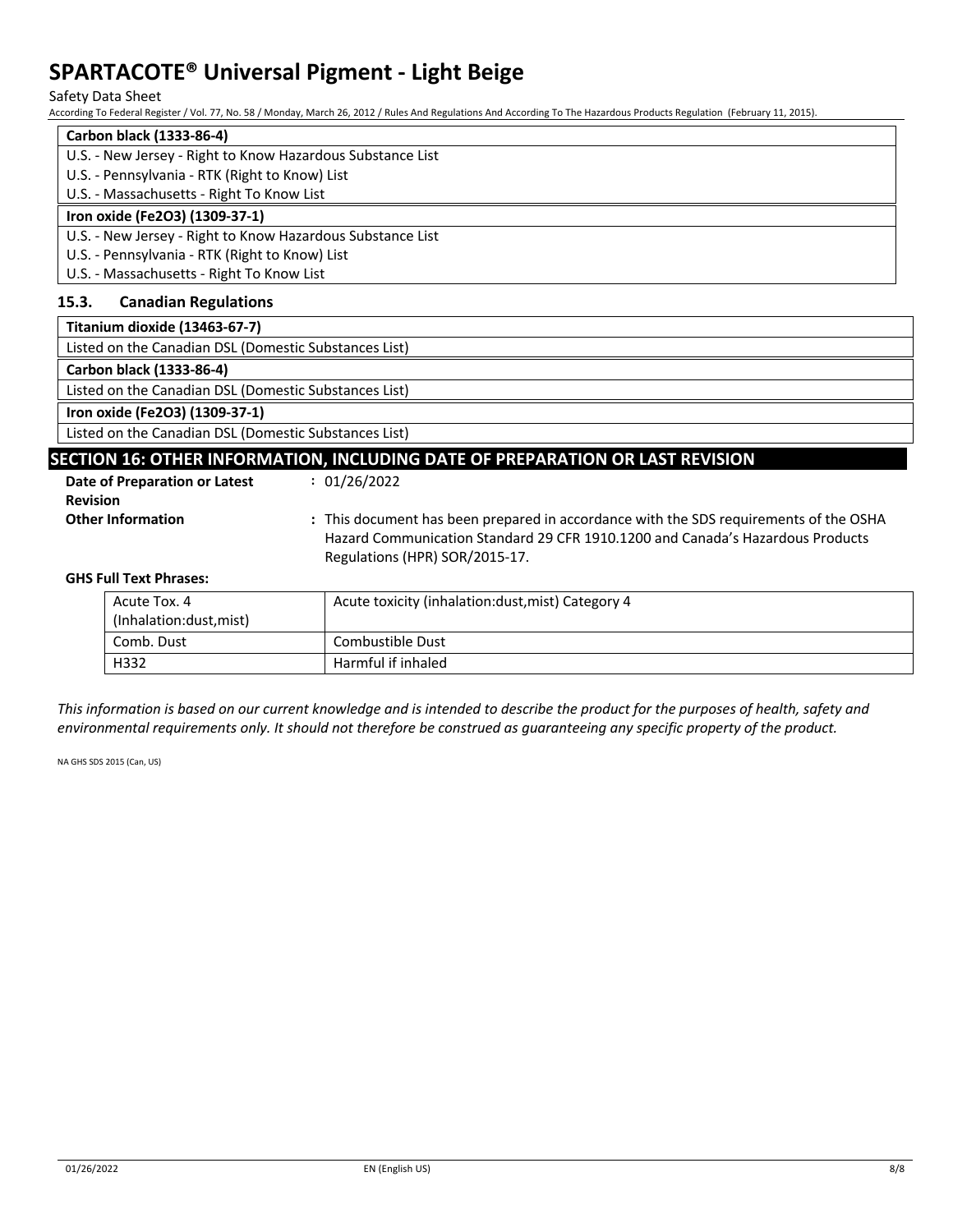| Carbon black (1333-86-4) |
| --- |
| U.S. - New Jersey - Right to Know Hazardous Substance List |
| U.S. - Pennsylvania - RTK (Right to Know) List |
| U.S. - Massachusetts - Right To Know List |

| Iron oxide (Fe2O3) (1309-37-1) |
| --- |
| U.S. - New Jersey - Right to Know Hazardous Substance List |
| U.S. - Pennsylvania - RTK (Right to Know) List |
| U.S. - Massachusetts - Right To Know List |

### 15.3. Canadian Regulations

| Titanium dioxide (13463-67-7) |
| --- |
| Listed on the Canadian DSL (Domestic Substances List) |

| Carbon black (1333-86-4) |
| --- |
| Listed on the Canadian DSL (Domestic Substances List) |

| Iron oxide (Fe2O3) (1309-37-1) |
| --- |
| Listed on the Canadian DSL (Domestic Substances List) |

## SECTION 16: OTHER INFORMATION, INCLUDING DATE OF PREPARATION OR LAST REVISION

**Date of Preparation or Latest Revision** : 01/26/2022

**Other Information** : This document has been prepared in accordance with the SDS requirements of the OSHA Hazard Communication Standard 29 CFR 1910.1200 and Canada's Hazardous Products Regulations (HPR) SOR/2015-17.

**GHS Full Text Phrases:**

| | |
| --- | --- |
| Acute Tox. 4 (Inhalation:dust,mist) | Acute toxicity (inhalation:dust,mist) Category 4 |
| Comb. Dust | Combustible Dust |
| H332 | Harmful if inhaled |

*This information is based on our current knowledge and is intended to describe the product for the purposes of health, safety and environmental requirements only. It should not therefore be construed as guaranteeing any specific property of the product.*

NA GHS SDS 2015 (Can, US)